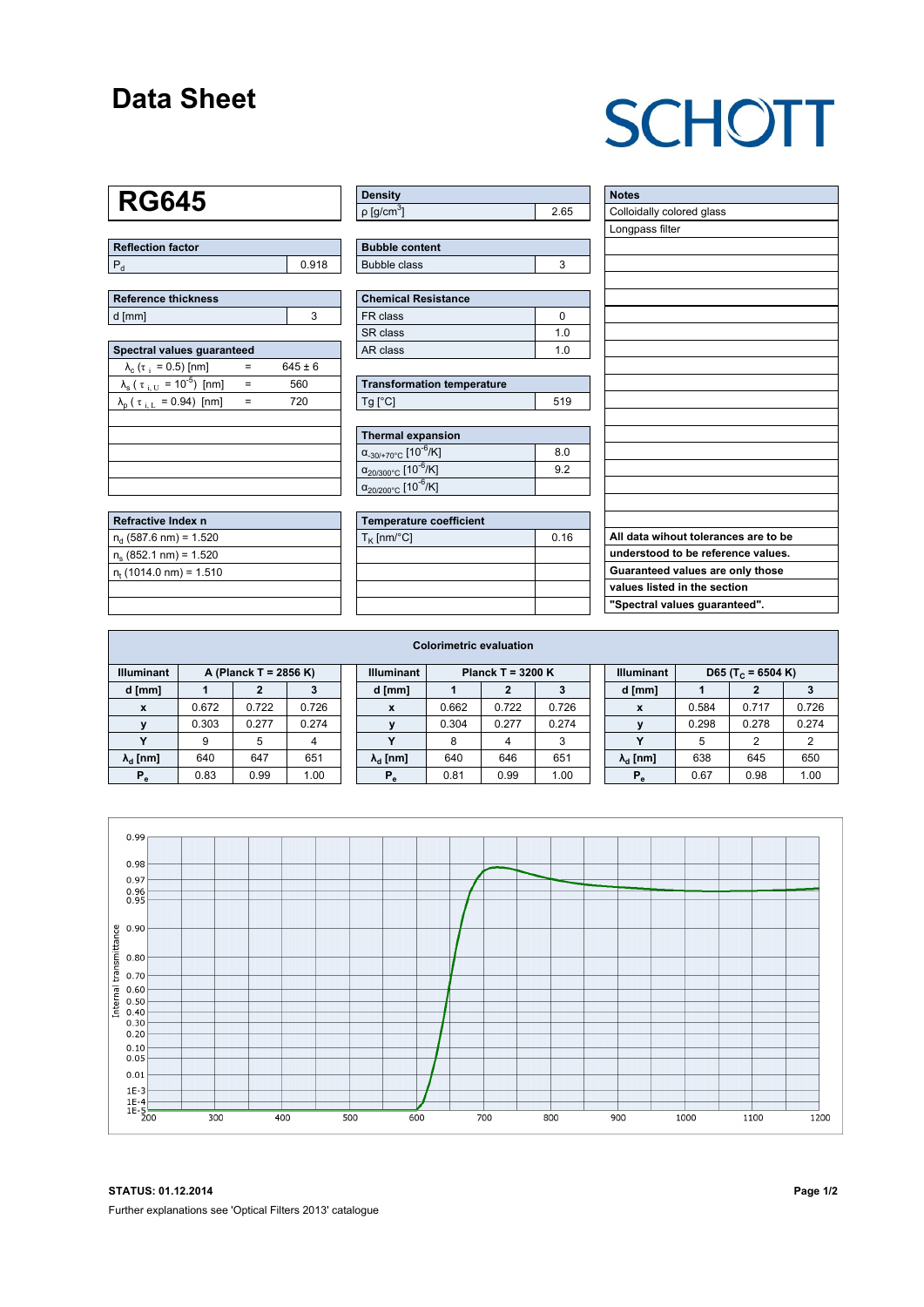# Data Sheet

SCHOTT

## RG645

| Reflection factor | |
|---|---|
| $P_d$ | 0.918 |

| Reference thickness | |
|---|---|
| d [mm] | 3 |

| Spectral values guaranteed | | |
|---|---|---|
| $\lambda_c$ ($\tau_i$ = 0.5) [nm] | = | 645 ± 6 |
| $\lambda_s$ ($\tau_{i,U}$ = $10^{-5}$) [nm] | = | 560 |
| $\lambda_p$ ($\tau_{i,L}$ = 0.94) [nm] | = | 720 |

| Refractive Index n |
|---|
| $n_d$ (587.6 nm) = 1.520 |
| $n_s$ (852.1 nm) = 1.520 |
| $n_t$ (1014.0 nm) = 1.510 |

| Density | |
|---|---|
| ρ [g/cm³] | 2.65 |

| Bubble content | |
|---|---|
| Bubble class | 3 |

| Chemical Resistance | |
|---|---|
| FR class | 0 |
| SR class | 1.0 |
| AR class | 1.0 |

| Transformation temperature | |
|---|---|
| Tg [°C] | 519 |

| Thermal expansion | |
|---|---|
| $\alpha_{-30/+70°C}$ [$10^{-6}$/K] | 8.0 |
| $\alpha_{20/300°C}$ [$10^{-6}$/K] | 9.2 |
| $\alpha_{20/200°C}$ [$10^{-6}$/K] | |

| Temperature coefficient | |
|---|---|
| $T_K$ [nm/°C] | 0.16 |

| Notes |
|---|
| Colloidally colored glass |
| Longpass filter |

**All data wihout tolerances are to be understood to be reference values. Guaranteed values are only those values listed in the section "Spectral values guaranteed".**

### Colorimetric evaluation

| Illuminant | A (Planck T = 2856 K) | | |
|---|---|---|---|
| d [mm] | 1 | 2 | 3 |
| x | 0.672 | 0.722 | 0.726 |
| y | 0.303 | 0.277 | 0.274 |
| Y | 9 | 5 | 4 |
| $\lambda_d$ [nm] | 640 | 647 | 651 |
| $P_e$ | 0.83 | 0.99 | 1.00 |

| Illuminant | Planck T = 3200 K | | |
|---|---|---|---|
| d [mm] | 1 | 2 | 3 |
| x | 0.662 | 0.722 | 0.726 |
| y | 0.304 | 0.277 | 0.274 |
| Y | 8 | 4 | 3 |
| $\lambda_d$ [nm] | 640 | 646 | 651 |
| $P_e$ | 0.81 | 0.99 | 1.00 |

| Illuminant | D65 ($T_C$ = 6504 K) | | |
|---|---|---|---|
| d [mm] | 1 | 2 | 3 |
| x | 0.584 | 0.717 | 0.726 |
| y | 0.298 | 0.278 | 0.274 |
| Y | 5 | 2 | 2 |
| $\lambda_d$ [nm] | 638 | 645 | 650 |
| $P_e$ | 0.67 | 0.98 | 1.00 |

**STATUS: 01.12.2014**

Further explanations see 'Optical Filters 2013' catalogue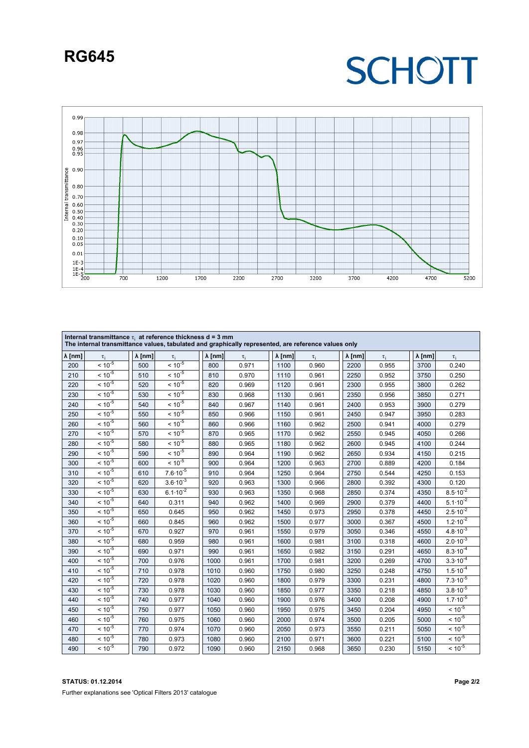# RG645

SCHOTT

0.99
0.98
0.97
0.96
0.95
0.90
0.80
0.70
0.60
0.50
0.40
0.30
0.20
0.10
0.05
0.01
1E-3
1E-4
1E-5
Internal transmittance
200 700 1200 1700 2200 2700 3200 3700 4200 4700 5200

| Internal transmittance $\tau_i$ at reference thickness d = 3 mm<br>The internal transmittance values, tabulated and graphically represented, are reference values only | | | | | | | | | | | |
|---|---|---|---|---|---|---|---|---|---|---|---|
| λ [nm] | $\tau_i$ | λ [nm] | $\tau_i$ | λ [nm] | $\tau_i$ | λ [nm] | $\tau_i$ | λ [nm] | $\tau_i$ | λ [nm] | $\tau_i$ |
| 200 | $< 10^{-5}$ | 500 | $< 10^{-5}$ | 800 | 0.971 | 1100 | 0.960 | 2200 | 0.955 | 3700 | 0.240 |
| 210 | $< 10^{-5}$ | 510 | $< 10^{-5}$ | 810 | 0.970 | 1110 | 0.961 | 2250 | 0.952 | 3750 | 0.250 |
| 220 | $< 10^{-5}$ | 520 | $< 10^{-5}$ | 820 | 0.969 | 1120 | 0.961 | 2300 | 0.955 | 3800 | 0.262 |
| 230 | $< 10^{-5}$ | 530 | $< 10^{-5}$ | 830 | 0.968 | 1130 | 0.961 | 2350 | 0.956 | 3850 | 0.271 |
| 240 | $< 10^{-5}$ | 540 | $< 10^{-5}$ | 840 | 0.967 | 1140 | 0.961 | 2400 | 0.953 | 3900 | 0.279 |
| 250 | $< 10^{-5}$ | 550 | $< 10^{-5}$ | 850 | 0.966 | 1150 | 0.961 | 2450 | 0.947 | 3950 | 0.283 |
| 260 | $< 10^{-5}$ | 560 | $< 10^{-5}$ | 860 | 0.966 | 1160 | 0.962 | 2500 | 0.941 | 4000 | 0.279 |
| 270 | $< 10^{-5}$ | 570 | $< 10^{-5}$ | 870 | 0.965 | 1170 | 0.962 | 2550 | 0.945 | 4050 | 0.266 |
| 280 | $< 10^{-5}$ | 580 | $< 10^{-5}$ | 880 | 0.965 | 1180 | 0.962 | 2600 | 0.945 | 4100 | 0.244 |
| 290 | $< 10^{-5}$ | 590 | $< 10^{-5}$ | 890 | 0.964 | 1190 | 0.962 | 2650 | 0.934 | 4150 | 0.215 |
| 300 | $< 10^{-5}$ | 600 | $< 10^{-5}$ | 900 | 0.964 | 1200 | 0.963 | 2700 | 0.889 | 4200 | 0.184 |
| 310 | $< 10^{-5}$ | 610 | $7.6 \cdot 10^{-5}$ | 910 | 0.964 | 1250 | 0.964 | 2750 | 0.544 | 4250 | 0.153 |
| 320 | $< 10^{-5}$ | 620 | $3.6 \cdot 10^{-3}$ | 920 | 0.963 | 1300 | 0.966 | 2800 | 0.392 | 4300 | 0.120 |
| 330 | $< 10^{-5}$ | 630 | $6.1 \cdot 10^{-2}$ | 930 | 0.963 | 1350 | 0.968 | 2850 | 0.374 | 4350 | $8.5 \cdot 10^{-2}$ |
| 340 | $< 10^{-5}$ | 640 | 0.311 | 940 | 0.962 | 1400 | 0.969 | 2900 | 0.379 | 4400 | $5.1 \cdot 10^{-2}$ |
| 350 | $< 10^{-5}$ | 650 | 0.645 | 950 | 0.962 | 1450 | 0.973 | 2950 | 0.378 | 4450 | $2.5 \cdot 10^{-2}$ |
| 360 | $< 10^{-5}$ | 660 | 0.845 | 960 | 0.962 | 1500 | 0.977 | 3000 | 0.367 | 4500 | $1.2 \cdot 10^{-2}$ |
| 370 | $< 10^{-5}$ | 670 | 0.927 | 970 | 0.961 | 1550 | 0.979 | 3050 | 0.346 | 4550 | $4.8 \cdot 10^{-3}$ |
| 380 | $< 10^{-5}$ | 680 | 0.959 | 980 | 0.961 | 1600 | 0.981 | 3100 | 0.318 | 4600 | $2.0 \cdot 10^{-3}$ |
| 390 | $< 10^{-5}$ | 690 | 0.971 | 990 | 0.961 | 1650 | 0.982 | 3150 | 0.291 | 4650 | $8.3 \cdot 10^{-4}$ |
| 400 | $< 10^{-5}$ | 700 | 0.976 | 1000 | 0.961 | 1700 | 0.981 | 3200 | 0.269 | 4700 | $3.3 \cdot 10^{-4}$ |
| 410 | $< 10^{-5}$ | 710 | 0.978 | 1010 | 0.960 | 1750 | 0.980 | 3250 | 0.248 | 4750 | $1.5 \cdot 10^{-4}$ |
| 420 | $< 10^{-5}$ | 720 | 0.978 | 1020 | 0.960 | 1800 | 0.979 | 3300 | 0.231 | 4800 | $7.3 \cdot 10^{-5}$ |
| 430 | $< 10^{-5}$ | 730 | 0.978 | 1030 | 0.960 | 1850 | 0.977 | 3350 | 0.218 | 4850 | $3.8 \cdot 10^{-5}$ |
| 440 | $< 10^{-5}$ | 740 | 0.977 | 1040 | 0.960 | 1900 | 0.976 | 3400 | 0.208 | 4900 | $1.7 \cdot 10^{-5}$ |
| 450 | $< 10^{-5}$ | 750 | 0.977 | 1050 | 0.960 | 1950 | 0.975 | 3450 | 0.204 | 4950 | $< 10^{-5}$ |
| 460 | $< 10^{-5}$ | 760 | 0.975 | 1060 | 0.960 | 2000 | 0.974 | 3500 | 0.205 | 5000 | $< 10^{-5}$ |
| 470 | $< 10^{-5}$ | 770 | 0.974 | 1070 | 0.960 | 2050 | 0.973 | 3550 | 0.211 | 5050 | $< 10^{-5}$ |
| 480 | $< 10^{-5}$ | 780 | 0.973 | 1080 | 0.960 | 2100 | 0.971 | 3600 | 0.221 | 5100 | $< 10^{-5}$ |
| 490 | $< 10^{-5}$ | 790 | 0.972 | 1090 | 0.960 | 2150 | 0.968 | 3650 | 0.230 | 5150 | $< 10^{-5}$ |

**STATUS: 01.12.2014**

Further explanations see 'Optical Filters 2013' catalogue